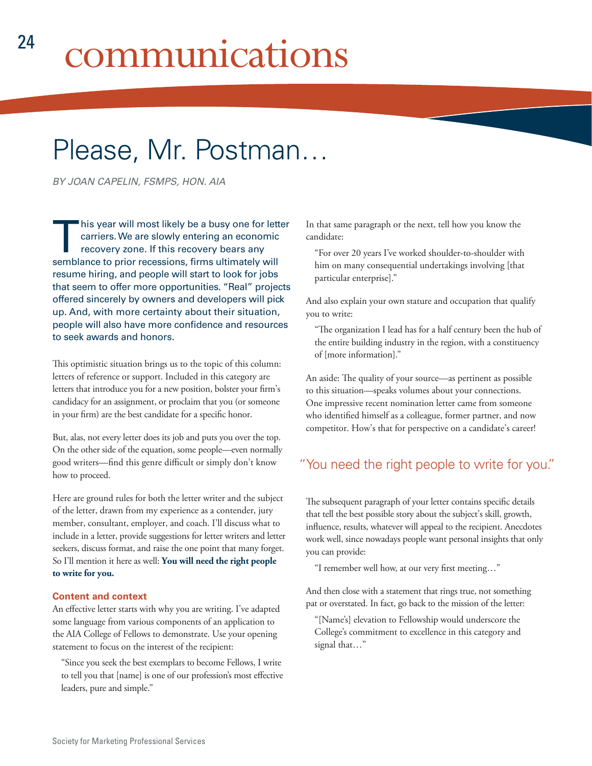# communications

## Please, Mr. Postman…

*BY JOAN CAPELIN, FSMPS, HON. AIA*

This year will most likely be a busy one for letter carriers. We are slowly entering an economic recovery zone. If this recovery bears any semblance to prior recessions, firms ultimately will resume hiring, and people will start to look for jobs that seem to offer more opportunities. "Real" projects offered sincerely by owners and developers will pick up. And, with more certainty about their situation, people will also have more confidence and resources to seek awards and honors.

This optimistic situation brings us to the topic of this column: letters of reference or support. Included in this category are letters that introduce you for a new position, bolster your firm's candidacy for an assignment, or proclaim that you (or someone in your firm) are the best candidate for a specific honor.

But, alas, not every letter does its job and puts you over the top. On the other side of the equation, some people—even normally good writers—find this genre difficult or simply don't know how to proceed.

Here are ground rules for both the letter writer and the subject of the letter, drawn from my experience as a contender, jury member, consultant, employer, and coach. I'll discuss what to include in a letter, provide suggestions for letter writers and letter seekers, discuss format, and raise the one point that many forget. So I'll mention it here as well: **You will need the right people to write for you.**

### Content and context

An effective letter starts with why you are writing. I've adapted some language from various components of an application to the AIA College of Fellows to demonstrate. Use your opening statement to focus on the interest of the recipient:

> "Since you seek the best exemplars to become Fellows, I write to tell you that [name] is one of our profession's most effective leaders, pure and simple."

In that same paragraph or the next, tell how you know the candidate:

> "For over 20 years I've worked shoulder-to-shoulder with him on many consequential undertakings involving [that particular enterprise]."

And also explain your own stature and occupation that qualify you to write:

> "The organization I lead has for a half century been the hub of the entire building industry in the region, with a constituency of [more information]."

An aside: The quality of your source—as pertinent as possible to this situation—speaks volumes about your connections. One impressive recent nomination letter came from someone who identified himself as a colleague, former partner, and now competitor. How's that for perspective on a candidate's career!

> "You need the right people to write for you."

The subsequent paragraph of your letter contains specific details that tell the best possible story about the subject's skill, growth, influence, results, whatever will appeal to the recipient. Anecdotes work well, since nowadays people want personal insights that only you can provide:

> "I remember well how, at our very first meeting…"

And then close with a statement that rings true, not something pat or overstated. In fact, go back to the mission of the letter:

> "[Name's] elevation to Fellowship would underscore the College's commitment to excellence in this category and signal that…"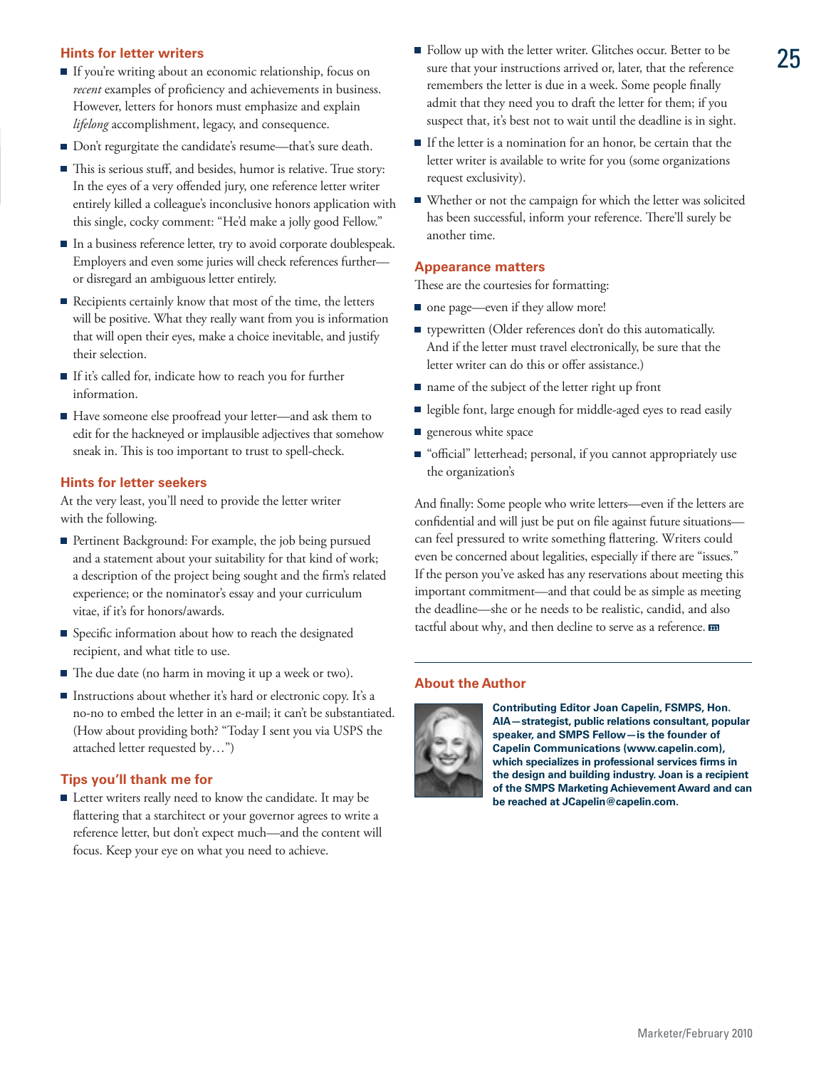### Hints for letter writers

- If you're writing about an economic relationship, focus on *recent* examples of proficiency and achievements in business. However, letters for honors must emphasize and explain *lifelong* accomplishment, legacy, and consequence.
- Don't regurgitate the candidate's resume—that's sure death.
- This is serious stuff, and besides, humor is relative. True story: In the eyes of a very offended jury, one reference letter writer entirely killed a colleague's inconclusive honors application with this single, cocky comment: "He'd make a jolly good Fellow."
- In a business reference letter, try to avoid corporate doublespeak. Employers and even some juries will check references further—or disregard an ambiguous letter entirely.
- Recipients certainly know that most of the time, the letters will be positive. What they really want from you is information that will open their eyes, make a choice inevitable, and justify their selection.
- If it's called for, indicate how to reach you for further information.
- Have someone else proofread your letter—and ask them to edit for the hackneyed or implausible adjectives that somehow sneak in. This is too important to trust to spell-check.

### Hints for letter seekers

At the very least, you'll need to provide the letter writer with the following.

- Pertinent Background: For example, the job being pursued and a statement about your suitability for that kind of work; a description of the project being sought and the firm's related experience; or the nominator's essay and your curriculum vitae, if it's for honors/awards.
- Specific information about how to reach the designated recipient, and what title to use.
- The due date (no harm in moving it up a week or two).
- Instructions about whether it's hard or electronic copy. It's a no-no to embed the letter in an e-mail; it can't be substantiated. (How about providing both? "Today I sent you via USPS the attached letter requested by…")

### Tips you'll thank me for

- Letter writers really need to know the candidate. It may be flattering that a starchitect or your governor agrees to write a reference letter, but don't expect much—and the content will focus. Keep your eye on what you need to achieve.
- Follow up with the letter writer. Glitches occur. Better to be sure that your instructions arrived or, later, that the reference remembers the letter is due in a week. Some people finally admit that they need you to draft the letter for them; if you suspect that, it's best not to wait until the deadline is in sight.
- If the letter is a nomination for an honor, be certain that the letter writer is available to write for you (some organizations request exclusivity).
- Whether or not the campaign for which the letter was solicited has been successful, inform your reference. There'll surely be another time.

### Appearance matters

These are the courtesies for formatting:

- one page—even if they allow more!
- typewritten (Older references don't do this automatically. And if the letter must travel electronically, be sure that the letter writer can do this or offer assistance.)
- name of the subject of the letter right up front
- legible font, large enough for middle-aged eyes to read easily
- generous white space
- "official" letterhead; personal, if you cannot appropriately use the organization's

And finally: Some people who write letters—even if the letters are confidential and will just be put on file against future situations—can feel pressured to write something flattering. Writers could even be concerned about legalities, especially if there are "issues." If the person you've asked has any reservations about meeting this important commitment—and that could be as simple as meeting the deadline—she or he needs to be realistic, candid, and also tactful about why, and then decline to serve as a reference.

---

### About the Author

**Contributing Editor Joan Capelin, FSMPS, Hon. AIA—strategist, public relations consultant, popular speaker, and SMPS Fellow—is the founder of Capelin Communications (www.capelin.com), which specializes in professional services firms in the design and building industry. Joan is a recipient of the SMPS Marketing Achievement Award and can be reached at JCapelin@capelin.com.**